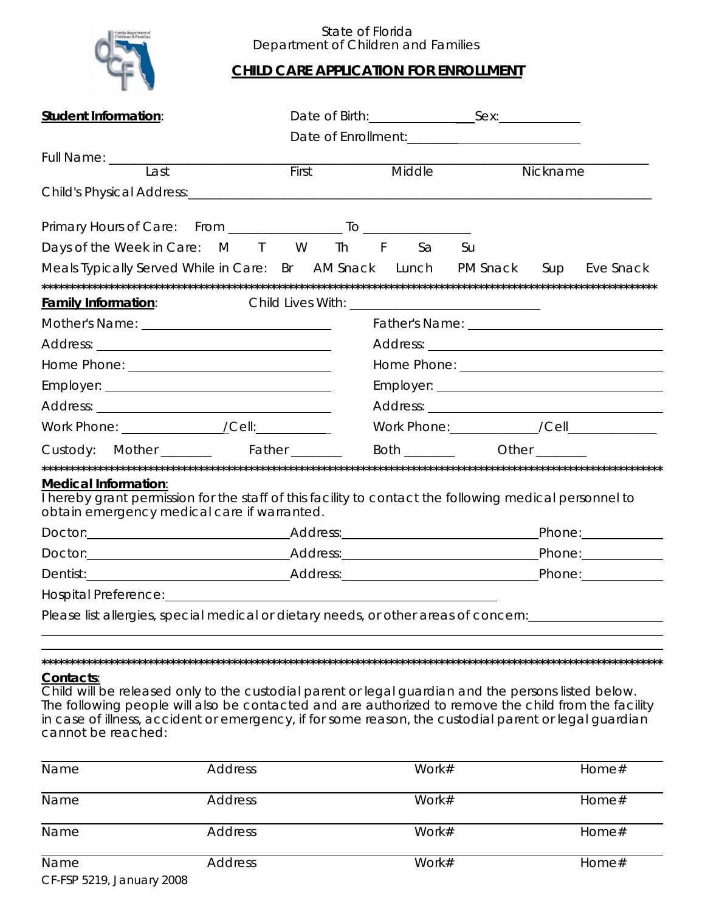State of Florida
Department of Children and Families

# CHILD CARE APPLICATION FOR ENROLLMENT

**Student Information**: Date of Birth: ______________ Sex: ____________

Date of Enrollment: ______________________

Full Name: ____________________________________________________________
Last First Middle Nickname

Child's Physical Address: ________________________________________________

Primary Hours of Care: From _______________ To _______________

Days of the Week in Care: M T W Th F Sa Su

Meals Typically Served While in Care: Br AM Snack Lunch PM Snack Sup Eve Snack

******************************************************************************************

**Family Information**: Child Lives With: __________________________

Mother's Name: ____________________________

Address: ____________________________

Home Phone: ____________________________

Employer: ____________________________

Address: ____________________________

Work Phone: ______________/Cell: __________

Father's Name: ____________________________

Address: ____________________________

Home Phone: ____________________________

Employer: ____________________________

Address: ____________________________

Work Phone: ____________/Cell ____________

Custody: Mother _______ Father _______ Both _______ Other _______

******************************************************************************************

**Medical Information**:
I hereby grant permission for the staff of this facility to contact the following medical personnel to obtain emergency medical care if warranted.

Doctor: ______________________ Address: ______________________ Phone: __________

Doctor: ______________________ Address: ______________________ Phone: __________

Dentist: ______________________ Address: ______________________ Phone: __________

Hospital Preference: ____________________________________________

Please list allergies, special medical or dietary needs, or other areas of concern: ________________

______________________________________________________________________

______________________________________________________________________

******************************************************************************************

**Contacts**:
Child will be released only to the custodial parent or legal guardian and the persons listed below. The following people will also be contacted and are authorized to remove the child from the facility in case of illness, accident or emergency, if for some reason, the custodial parent or legal guardian cannot be reached:

| Name | Address | Work# | Home# |
|---|---|---|---|
| Name | Address | Work# | Home# |
| Name | Address | Work# | Home# |
| Name | Address | Work# | Home# |

CF-FSP 5219, January 2008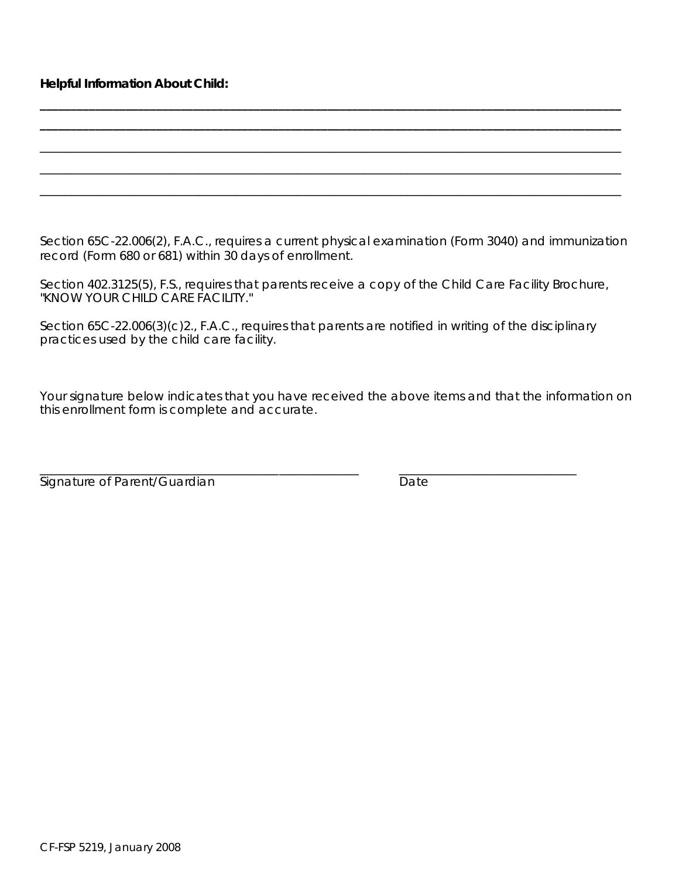**Helpful Information About Child:**

\_\_\_\_\_\_\_\_\_\_\_\_\_\_\_\_\_\_\_\_\_\_\_\_\_\_\_\_\_\_\_\_\_\_\_\_\_\_\_\_\_\_\_\_\_\_\_\_\_\_\_\_\_\_\_\_\_\_\_\_\_\_\_\_\_\_\_\_\_\_\_\_\_\_\_\_\_\_\_\_\_\_\_\_\_\_\_\_\_\_

\_\_\_\_\_\_\_\_\_\_\_\_\_\_\_\_\_\_\_\_\_\_\_\_\_\_\_\_\_\_\_\_\_\_\_\_\_\_\_\_\_\_\_\_\_\_\_\_\_\_\_\_\_\_\_\_\_\_\_\_\_\_\_\_\_\_\_\_\_\_\_\_\_\_\_\_\_\_\_\_\_\_\_\_\_\_\_\_\_\_

\_\_\_\_\_\_\_\_\_\_\_\_\_\_\_\_\_\_\_\_\_\_\_\_\_\_\_\_\_\_\_\_\_\_\_\_\_\_\_\_\_\_\_\_\_\_\_\_\_\_\_\_\_\_\_\_\_\_\_\_\_\_\_\_\_\_\_\_\_\_\_\_\_\_\_\_\_\_\_\_\_\_\_\_\_\_\_\_\_\_

\_\_\_\_\_\_\_\_\_\_\_\_\_\_\_\_\_\_\_\_\_\_\_\_\_\_\_\_\_\_\_\_\_\_\_\_\_\_\_\_\_\_\_\_\_\_\_\_\_\_\_\_\_\_\_\_\_\_\_\_\_\_\_\_\_\_\_\_\_\_\_\_\_\_\_\_\_\_\_\_\_\_\_\_\_\_\_\_\_\_

\_\_\_\_\_\_\_\_\_\_\_\_\_\_\_\_\_\_\_\_\_\_\_\_\_\_\_\_\_\_\_\_\_\_\_\_\_\_\_\_\_\_\_\_\_\_\_\_\_\_\_\_\_\_\_\_\_\_\_\_\_\_\_\_\_\_\_\_\_\_\_\_\_\_\_\_\_\_\_\_\_\_\_\_\_\_\_\_\_\_

Section 65C-22.006(2), F.A.C., requires a current physical examination (Form 3040) and immunization record (Form 680 or 681) within 30 days of enrollment.

Section 402.3125(5), F.S., requires that parents receive a copy of the Child Care Facility Brochure, "KNOW YOUR CHILD CARE FACILITY."

Section 65C-22.006(3)(c)2., F.A.C., requires that parents are notified in writing of the disciplinary practices used by the child care facility.

Your signature below indicates that you have received the above items and that the information on this enrollment form is complete and accurate.

\_\_\_\_\_\_\_\_\_\_\_\_\_\_\_\_\_\_\_\_\_\_\_\_\_\_\_\_\_\_\_\_\_\_\_\_\_\_\_\_\_\_\_\_\_\_\_\_\_\_\_\_ \_\_\_\_\_\_\_\_\_\_\_\_\_\_\_\_\_\_\_\_\_\_\_\_\_\_\_\_\_\_

Signature of Parent/Guardian Date

CF-FSP 5219, January 2008